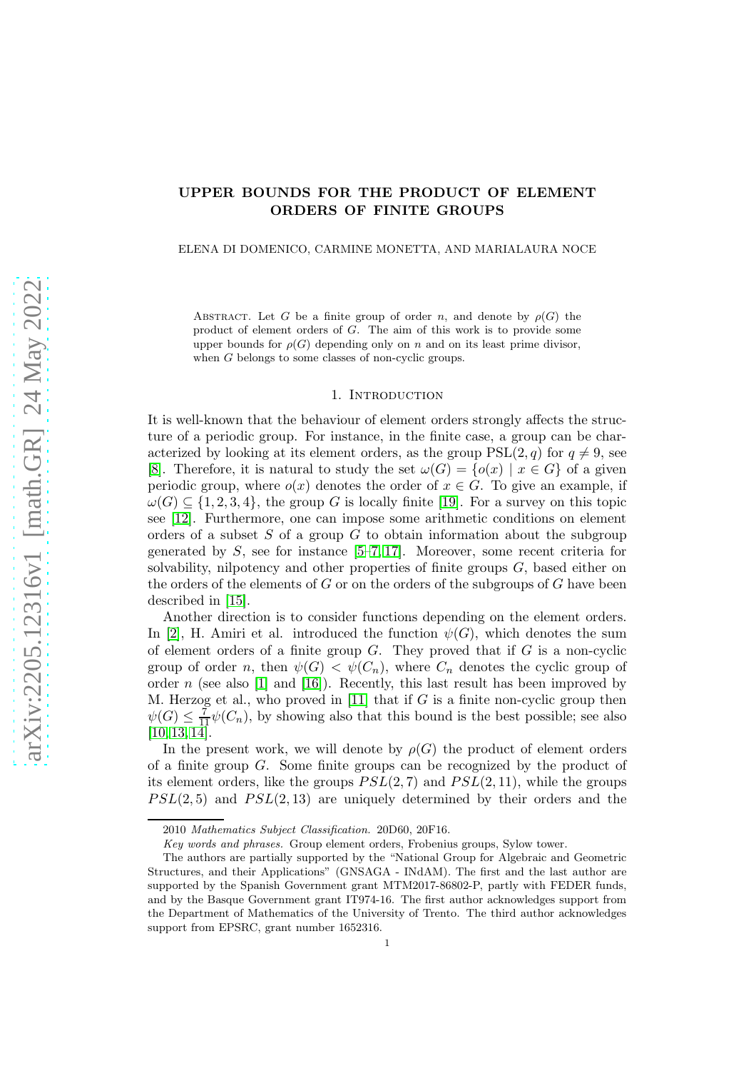# UPPER BOUNDS FOR THE PRODUCT OF ELEMENT ORDERS OF FINITE GROUPS

ELENA DI DOMENICO, CARMINE MONETTA, AND MARIALAURA NOCE

Abstract. Let $G$ be a finite group of order $n$, and denote by $\rho(G)$ the product of element orders of $G$. The aim of this work is to provide some upper bounds for $\rho(G)$ depending only on $n$ and on its least prime divisor, when $G$ belongs to some classes of non-cyclic groups.

## 1. Introduction

It is well-known that the behaviour of element orders strongly affects the structure of a periodic group. For instance, in the finite case, a group can be characterized by looking at its element orders, as the group $\mathrm{PSL}(2, q)$ for $q \neq 9$, see [8]. Therefore, it is natural to study the set $\omega(G) = \{o(x) \mid x \in G\}$ of a given periodic group, where $o(x)$ denotes the order of $x \in G$. To give an example, if $\omega(G) \subseteq \{1, 2, 3, 4\}$, the group $G$ is locally finite [19]. For a survey on this topic see [12]. Furthermore, one can impose some arithmetic conditions on element orders of a subset $S$ of a group $G$ to obtain information about the subgroup generated by $S$, see for instance [5–7, 17]. Moreover, some recent criteria for solvability, nilpotency and other properties of finite groups $G$, based either on the orders of the elements of $G$ or on the orders of the subgroups of $G$ have been described in [15].

Another direction is to consider functions depending on the element orders. In [2], H. Amiri et al. introduced the function $\psi(G)$, which denotes the sum of element orders of a finite group $G$. They proved that if $G$ is a non-cyclic group of order $n$, then $\psi(G) < \psi(C_n)$, where $C_n$ denotes the cyclic group of order $n$ (see also [1] and [16]). Recently, this last result has been improved by M. Herzog et al., who proved in [11] that if $G$ is a finite non-cyclic group then $\psi(G) \leq \frac{7}{11}\psi(C_n)$, by showing also that this bound is the best possible; see also [10, 13, 14].

In the present work, we will denote by $\rho(G)$ the product of element orders of a finite group $G$. Some finite groups can be recognized by the product of its element orders, like the groups $PSL(2, 7)$ and $PSL(2, 11)$, while the groups $PSL(2, 5)$ and $PSL(2, 13)$ are uniquely determined by their orders and the

---

2010 *Mathematics Subject Classification.* 20D60, 20F16.

*Key words and phrases.* Group element orders, Frobenius groups, Sylow tower.

The authors are partially supported by the "National Group for Algebraic and Geometric Structures, and their Applications" (GNSAGA - INdAM). The first and the last author are supported by the Spanish Government grant MTM2017-86802-P, partly with FEDER funds, and by the Basque Government grant IT974-16. The first author acknowledges support from the Department of Mathematics of the University of Trento. The third author acknowledges support from EPSRC, grant number 1652316.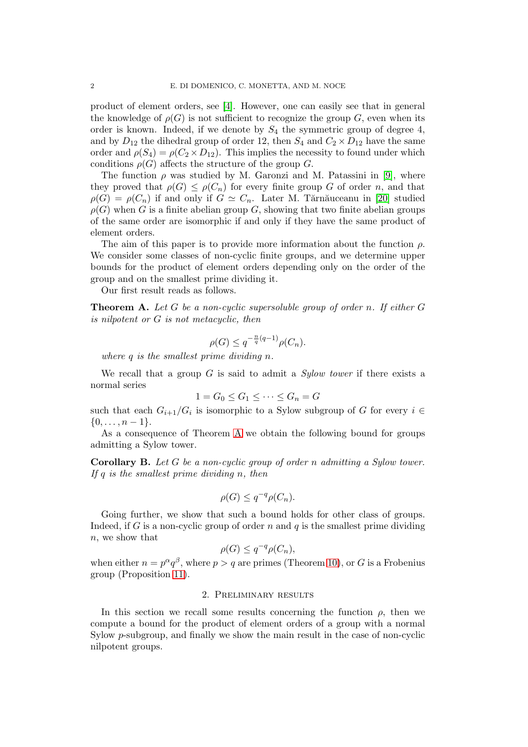product of element orders, see [4]. However, one can easily see that in general the knowledge of $\rho(G)$ is not sufficient to recognize the group $G$, even when its order is known. Indeed, if we denote by $S_4$ the symmetric group of degree 4, and by $D_{12}$ the dihedral group of order 12, then $S_4$ and $C_2 \times D_{12}$ have the same order and $\rho(S_4) = \rho(C_2 \times D_{12})$. This implies the necessity to found under which conditions $\rho(G)$ affects the structure of the group $G$.

The function $\rho$ was studied by M. Garonzi and M. Patassini in [9], where they proved that $\rho(G) \leq \rho(C_n)$ for every finite group $G$ of order $n$, and that $\rho(G) = \rho(C_n)$ if and only if $G \simeq C_n$. Later M. Tărnăuceanu in [20] studied $\rho(G)$ when $G$ is a finite abelian group $G$, showing that two finite abelian groups of the same order are isomorphic if and only if they have the same product of element orders.

The aim of this paper is to provide more information about the function $\rho$. We consider some classes of non-cyclic finite groups, and we determine upper bounds for the product of element orders depending only on the order of the group and on the smallest prime dividing it.

Our first result reads as follows.

**Theorem A.** *Let $G$ be a non-cyclic supersoluble group of order $n$. If either $G$ is nilpotent or $G$ is not metacyclic, then*

$$\rho(G) \leq q^{-\frac{n}{q}(q-1)}\rho(C_n).$$

*where $q$ is the smallest prime dividing $n$.*

We recall that a group $G$ is said to admit a *Sylow tower* if there exists a normal series

$$1 = G_0 \leq G_1 \leq \cdots \leq G_n = G$$

such that each $G_{i+1}/G_i$ is isomorphic to a Sylow subgroup of $G$ for every $i \in \{0, \ldots, n-1\}$.

As a consequence of Theorem A we obtain the following bound for groups admitting a Sylow tower.

**Corollary B.** *Let $G$ be a non-cyclic group of order $n$ admitting a Sylow tower. If $q$ is the smallest prime dividing $n$, then*

$$\rho(G) \leq q^{-q}\rho(C_n).$$

Going further, we show that such a bound holds for other class of groups. Indeed, if $G$ is a non-cyclic group of order $n$ and $q$ is the smallest prime dividing $n$, we show that

$$\rho(G) \leq q^{-q}\rho(C_n),$$

when either $n = p^\alpha q^\beta$, where $p > q$ are primes (Theorem 10), or $G$ is a Frobenius group (Proposition 11).

## 2. Preliminary results

In this section we recall some results concerning the function $\rho$, then we compute a bound for the product of element orders of a group with a normal Sylow $p$-subgroup, and finally we show the main result in the case of non-cyclic nilpotent groups.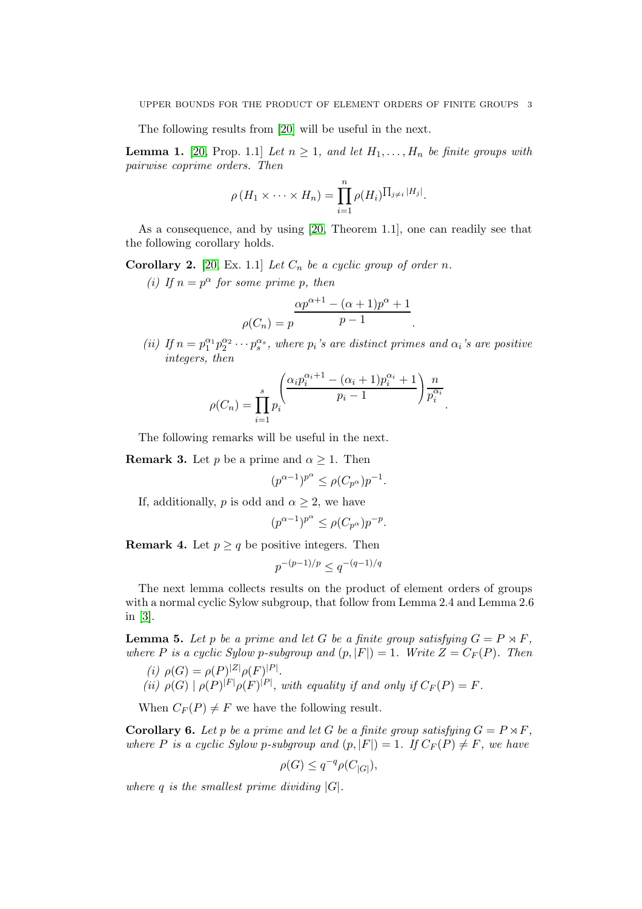The following results from [20] will be useful in the next.

**Lemma 1.** [20, Prop. 1.1] *Let $n \geq 1$, and let $H_1, \ldots, H_n$ be finite groups with pairwise coprime orders. Then*

$$\rho(H_1 \times \cdots \times H_n) = \prod_{i=1}^{n} \rho(H_i)^{\prod_{j \neq i} |H_j|}.$$

As a consequence, and by using [20, Theorem 1.1], one can readily see that the following corollary holds.

**Corollary 2.** [20, Ex. 1.1] *Let $C_n$ be a cyclic group of order $n$.*

*(i) If $n = p^\alpha$ for some prime $p$, then*

$$\rho(C_n) = p^{\dfrac{\alpha p^{\alpha+1} - (\alpha+1)p^\alpha + 1}{p-1}}.$$

*(ii) If $n = p_1^{\alpha_1} p_2^{\alpha_2} \cdots p_s^{\alpha_s}$, where $p_i$'s are distinct primes and $\alpha_i$'s are positive integers, then*

$$\rho(C_n) = \prod_{i=1}^{s} p_i^{\left(\dfrac{\alpha_i p_i^{\alpha_i+1} - (\alpha_i+1)p_i^{\alpha_i} + 1}{p_i - 1}\right)\dfrac{n}{p_i^{\alpha_i}}}.$$

The following remarks will be useful in the next.

**Remark 3.** Let $p$ be a prime and $\alpha \geq 1$. Then

$$(p^{\alpha-1})^{p^\alpha} \leq \rho(C_{p^\alpha})p^{-1}.$$

If, additionally, $p$ is odd and $\alpha \geq 2$, we have

$$(p^{\alpha-1})^{p^\alpha} \leq \rho(C_{p^\alpha})p^{-p}.$$

**Remark 4.** Let $p \geq q$ be positive integers. Then

$$p^{-(p-1)/p} \leq q^{-(q-1)/q}$$

The next lemma collects results on the product of element orders of groups with a normal cyclic Sylow subgroup, that follow from Lemma 2.4 and Lemma 2.6 in [3].

**Lemma 5.** *Let $p$ be a prime and let $G$ be a finite group satisfying $G = P \rtimes F$, where $P$ is a cyclic Sylow $p$-subgroup and $(p, |F|) = 1$. Write $Z = C_F(P)$. Then*

*(i) $\rho(G) = \rho(P)^{|Z|}\rho(F)^{|P|}$.*

*(ii) $\rho(G) \mid \rho(P)^{|F|}\rho(F)^{|P|}$, with equality if and only if $C_F(P) = F$.*

When $C_F(P) \neq F$ we have the following result.

**Corollary 6.** *Let $p$ be a prime and let $G$ be a finite group satisfying $G = P \rtimes F$, where $P$ is a cyclic Sylow $p$-subgroup and $(p, |F|) = 1$. If $C_F(P) \neq F$, we have*

$$\rho(G) \leq q^{-q}\rho(C_{|G|}),$$

*where $q$ is the smallest prime dividing $|G|$.*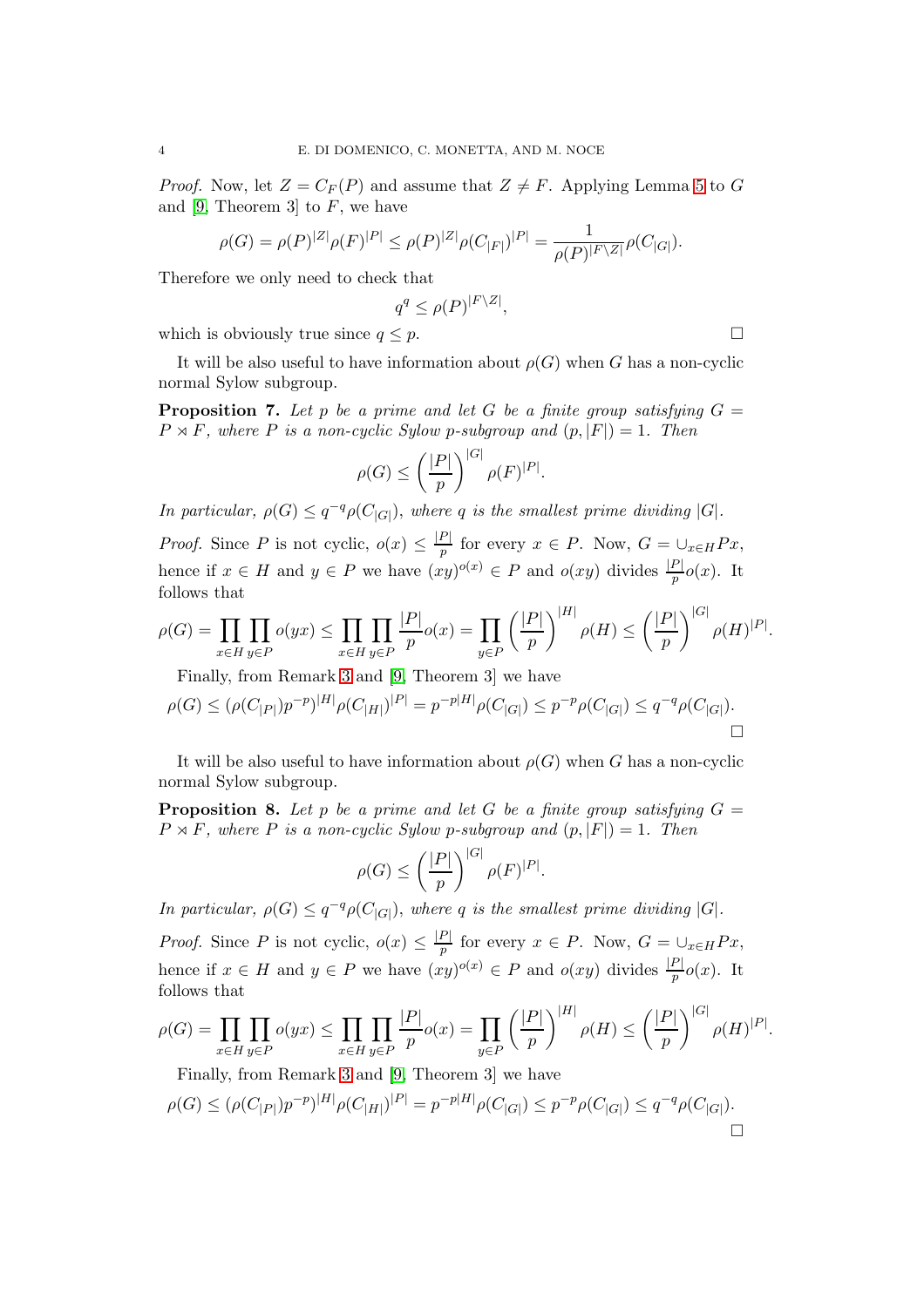*Proof.* Now, let $Z = C_F(P)$ and assume that $Z \neq F$. Applying Lemma 5 to $G$ and [9, Theorem 3] to $F$, we have

$$\rho(G) = \rho(P)^{|Z|}\rho(F)^{|P|} \leq \rho(P)^{|Z|}\rho(C_{|F|})^{|P|} = \frac{1}{\rho(P)^{|F \setminus Z|}}\rho(C_{|G|}).$$

Therefore we only need to check that

$$q^q \leq \rho(P)^{|F \setminus Z|},$$

which is obviously true since $q \leq p$. □

It will be also useful to have information about $\rho(G)$ when $G$ has a non-cyclic normal Sylow subgroup.

**Proposition 7.** *Let $p$ be a prime and let $G$ be a finite group satisfying $G = P \rtimes F$, where $P$ is a non-cyclic Sylow $p$-subgroup and $(p, |F|) = 1$. Then*

$$\rho(G) \leq \left(\frac{|P|}{p}\right)^{|G|}\rho(F)^{|P|}.$$

*In particular, $\rho(G) \leq q^{-q}\rho(C_{|G|})$, where $q$ is the smallest prime dividing $|G|$.*

*Proof.* Since $P$ is not cyclic, $o(x) \leq \frac{|P|}{p}$ for every $x \in P$. Now, $G = \cup_{x \in H} Px$, hence if $x \in H$ and $y \in P$ we have $(xy)^{o(x)} \in P$ and $o(xy)$ divides $\frac{|P|}{p}o(x)$. It follows that

$$\rho(G) = \prod_{x \in H}\prod_{y \in P} o(yx) \leq \prod_{x \in H}\prod_{y \in P}\frac{|P|}{p}o(x) = \prod_{y \in P}\left(\frac{|P|}{p}\right)^{|H|}\rho(H) \leq \left(\frac{|P|}{p}\right)^{|G|}\rho(H)^{|P|}.$$

Finally, from Remark 3 and [9, Theorem 3] we have

$$\rho(G) \leq (\rho(C_{|P|})p^{-p})^{|H|}\rho(C_{|H|})^{|P|} = p^{-p|H|}\rho(C_{|G|}) \leq p^{-p}\rho(C_{|G|}) \leq q^{-q}\rho(C_{|G|}).$$

□

It will be also useful to have information about $\rho(G)$ when $G$ has a non-cyclic normal Sylow subgroup.

**Proposition 8.** *Let $p$ be a prime and let $G$ be a finite group satisfying $G = P \rtimes F$, where $P$ is a non-cyclic Sylow $p$-subgroup and $(p, |F|) = 1$. Then*

$$\rho(G) \leq \left(\frac{|P|}{p}\right)^{|G|}\rho(F)^{|P|}.$$

*In particular, $\rho(G) \leq q^{-q}\rho(C_{|G|})$, where $q$ is the smallest prime dividing $|G|$.*

*Proof.* Since $P$ is not cyclic, $o(x) \leq \frac{|P|}{p}$ for every $x \in P$. Now, $G = \cup_{x \in H} Px$, hence if $x \in H$ and $y \in P$ we have $(xy)^{o(x)} \in P$ and $o(xy)$ divides $\frac{|P|}{p}o(x)$. It follows that

$$\rho(G) = \prod_{x \in H}\prod_{y \in P} o(yx) \leq \prod_{x \in H}\prod_{y \in P}\frac{|P|}{p}o(x) = \prod_{y \in P}\left(\frac{|P|}{p}\right)^{|H|}\rho(H) \leq \left(\frac{|P|}{p}\right)^{|G|}\rho(H)^{|P|}.$$

Finally, from Remark 3 and [9, Theorem 3] we have

$$\rho(G) \leq (\rho(C_{|P|})p^{-p})^{|H|}\rho(C_{|H|})^{|P|} = p^{-p|H|}\rho(C_{|G|}) \leq p^{-p}\rho(C_{|G|}) \leq q^{-q}\rho(C_{|G|}).$$

□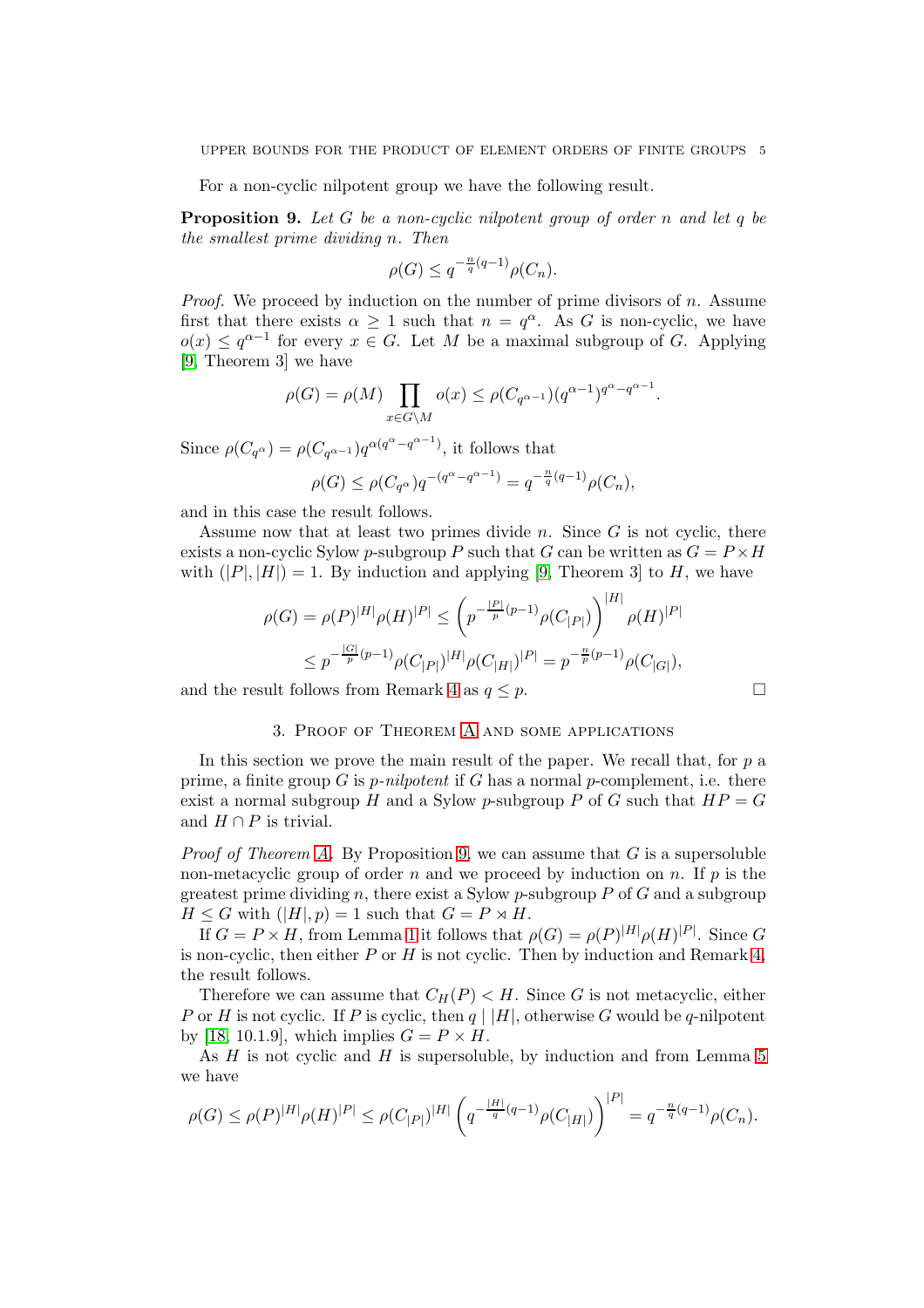For a non-cyclic nilpotent group we have the following result.

**Proposition 9.** *Let $G$ be a non-cyclic nilpotent group of order $n$ and let $q$ be the smallest prime dividing $n$. Then*

$$\rho(G) \leq q^{-\frac{n}{q}(q-1)}\rho(C_n).$$

*Proof.* We proceed by induction on the number of prime divisors of $n$. Assume first that there exists $\alpha \geq 1$ such that $n = q^\alpha$. As $G$ is non-cyclic, we have $o(x) \leq q^{\alpha-1}$ for every $x \in G$. Let $M$ be a maximal subgroup of $G$. Applying [9, Theorem 3] we have

$$\rho(G) = \rho(M) \prod_{x \in G \setminus M} o(x) \leq \rho(C_{q^{\alpha-1}})(q^{\alpha-1})^{q^\alpha - q^{\alpha-1}}.$$

Since $\rho(C_{q^\alpha}) = \rho(C_{q^{\alpha-1}})q^{\alpha(q^\alpha - q^{\alpha-1})}$, it follows that

$$\rho(G) \leq \rho(C_{q^\alpha})q^{-(q^\alpha - q^{\alpha-1})} = q^{-\frac{n}{q}(q-1)}\rho(C_n),$$

and in this case the result follows.

Assume now that at least two primes divide $n$. Since $G$ is not cyclic, there exists a non-cyclic Sylow $p$-subgroup $P$ such that $G$ can be written as $G = P \times H$ with $(|P|, |H|) = 1$. By induction and applying [9, Theorem 3] to $H$, we have

$$\begin{aligned}
\rho(G) = \rho(P)^{|H|}\rho(H)^{|P|} &\leq \left(p^{-\frac{|P|}{p}(p-1)}\rho(C_{|P|})\right)^{|H|}\rho(H)^{|P|} \\
&\leq p^{-\frac{|G|}{p}(p-1)}\rho(C_{|P|})^{|H|}\rho(C_{|H|})^{|P|} = p^{-\frac{n}{p}(p-1)}\rho(C_{|G|}),
\end{aligned}$$

and the result follows from Remark 4 as $q \leq p$. □

## 3. Proof of Theorem A and some applications

In this section we prove the main result of the paper. We recall that, for $p$ a prime, a finite group $G$ is *$p$-nilpotent* if $G$ has a normal $p$-complement, i.e. there exist a normal subgroup $H$ and a Sylow $p$-subgroup $P$ of $G$ such that $HP = G$ and $H \cap P$ is trivial.

*Proof of Theorem A.* By Proposition 9, we can assume that $G$ is a supersoluble non-metacyclic group of order $n$ and we proceed by induction on $n$. If $p$ is the greatest prime dividing $n$, there exist a Sylow $p$-subgroup $P$ of $G$ and a subgroup $H \leq G$ with $(|H|, p) = 1$ such that $G = P \rtimes H$.

If $G = P \times H$, from Lemma 1 it follows that $\rho(G) = \rho(P)^{|H|}\rho(H)^{|P|}$. Since $G$ is non-cyclic, then either $P$ or $H$ is not cyclic. Then by induction and Remark 4, the result follows.

Therefore we can assume that $C_H(P) < H$. Since $G$ is not metacyclic, either $P$ or $H$ is not cyclic. If $P$ is cyclic, then $q \mid |H|$, otherwise $G$ would be $q$-nilpotent by [18, 10.1.9], which implies $G = P \times H$.

As $H$ is not cyclic and $H$ is supersoluble, by induction and from Lemma 5 we have

$$\rho(G) \leq \rho(P)^{|H|}\rho(H)^{|P|} \leq \rho(C_{|P|})^{|H|}\left(q^{-\frac{|H|}{q}(q-1)}\rho(C_{|H|})\right)^{|P|} = q^{-\frac{n}{q}(q-1)}\rho(C_n).$$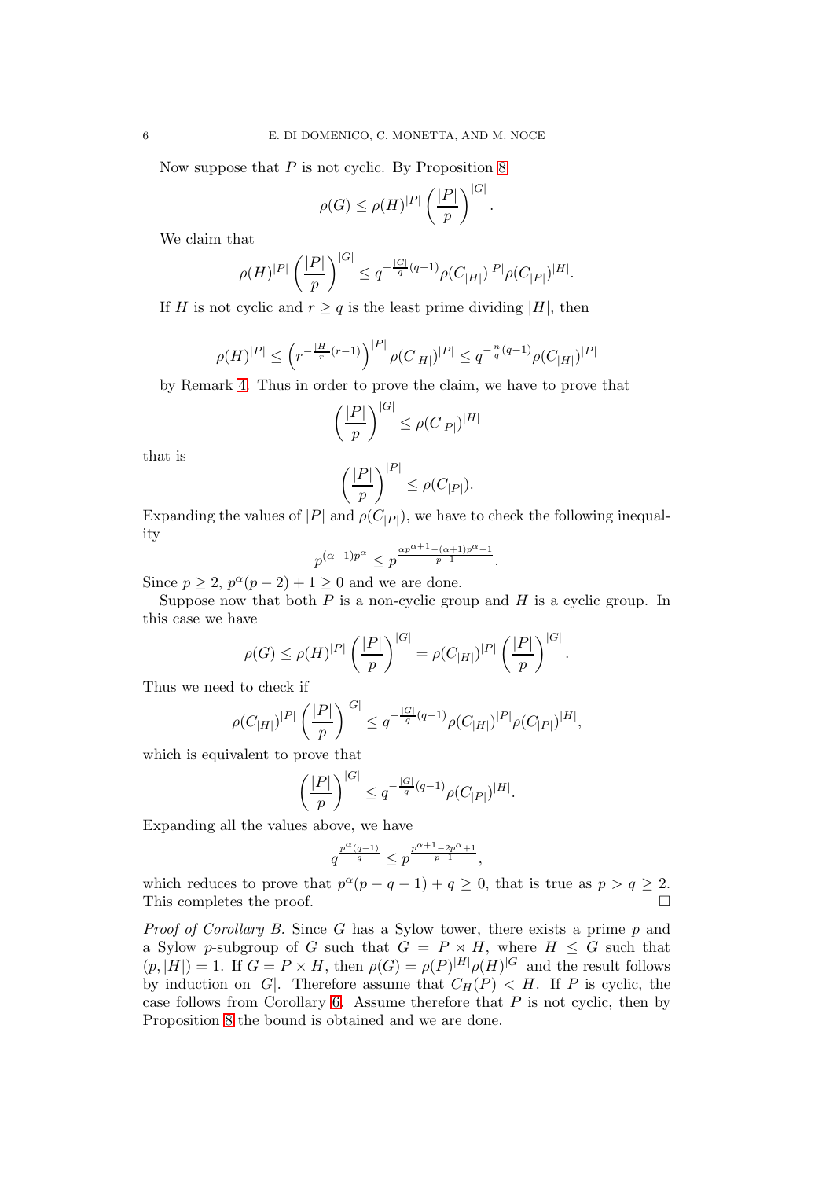Now suppose that $P$ is not cyclic. By Proposition 8

$$\rho(G) \leq \rho(H)^{|P|} \left(\frac{|P|}{p}\right)^{|G|}.$$

We claim that

$$\rho(H)^{|P|} \left(\frac{|P|}{p}\right)^{|G|} \leq q^{-\frac{|G|}{q}(q-1)} \rho(C_{|H|})^{|P|} \rho(C_{|P|})^{|H|}.$$

If $H$ is not cyclic and $r \geq q$ is the least prime dividing $|H|$, then

$$\rho(H)^{|P|} \leq \left(r^{-\frac{|H|}{r}(r-1)}\right)^{|P|} \rho(C_{|H|})^{|P|} \leq q^{-\frac{n}{q}(q-1)} \rho(C_{|H|})^{|P|}$$

by Remark 4. Thus in order to prove the claim, we have to prove that

$$\left(\frac{|P|}{p}\right)^{|G|} \leq \rho(C_{|P|})^{|H|}$$

that is

$$\left(\frac{|P|}{p}\right)^{|P|} \leq \rho(C_{|P|}).$$

Expanding the values of $|P|$ and $\rho(C_{|P|})$, we have to check the following inequality

$$p^{(\alpha-1)p^\alpha} \leq p^{\frac{\alpha p^{\alpha+1} - (\alpha+1)p^\alpha + 1}{p-1}}.$$

Since $p \geq 2$, $p^\alpha(p-2) + 1 \geq 0$ and we are done.

Suppose now that both $P$ is a non-cyclic group and $H$ is a cyclic group. In this case we have

$$\rho(G) \leq \rho(H)^{|P|} \left(\frac{|P|}{p}\right)^{|G|} = \rho(C_{|H|})^{|P|} \left(\frac{|P|}{p}\right)^{|G|}.$$

Thus we need to check if

$$\rho(C_{|H|})^{|P|} \left(\frac{|P|}{p}\right)^{|G|} \leq q^{-\frac{|G|}{q}(q-1)} \rho(C_{|H|})^{|P|} \rho(C_{|P|})^{|H|},$$

which is equivalent to prove that

$$\left(\frac{|P|}{p}\right)^{|G|} \leq q^{-\frac{|G|}{q}(q-1)} \rho(C_{|P|})^{|H|}.$$

Expanding all the values above, we have

$$q^{\frac{p^\alpha(q-1)}{q}} \leq p^{\frac{p^{\alpha+1} - 2p^\alpha + 1}{p-1}},$$

which reduces to prove that $p^\alpha(p-q-1) + q \geq 0$, that is true as $p > q \geq 2$. This completes the proof. $\square$

*Proof of Corollary B.* Since $G$ has a Sylow tower, there exists a prime $p$ and a Sylow $p$-subgroup of $G$ such that $G = P \rtimes H$, where $H \leq G$ such that $(p, |H|) = 1$. If $G = P \times H$, then $\rho(G) = \rho(P)^{|H|} \rho(H)^{|G|}$ and the result follows by induction on $|G|$. Therefore assume that $C_H(P) < H$. If $P$ is cyclic, the case follows from Corollary 6. Assume therefore that $P$ is not cyclic, then by Proposition 8 the bound is obtained and we are done.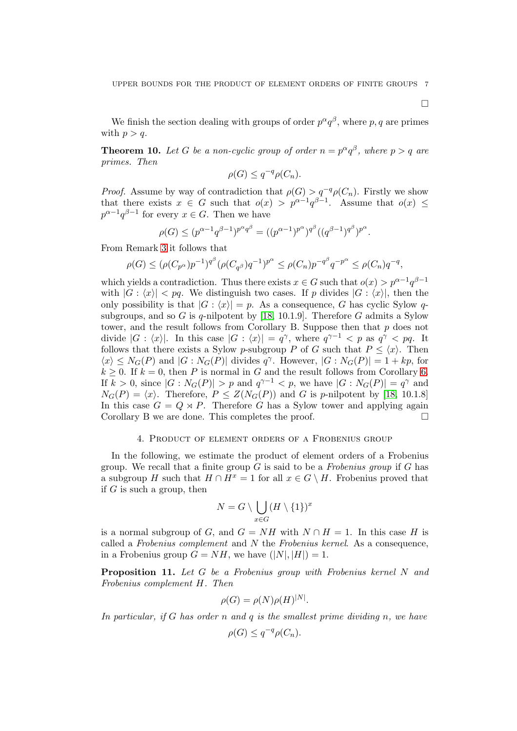□

We finish the section dealing with groups of order $p^\alpha q^\beta$, where $p, q$ are primes with $p > q$.

**Theorem 10.** *Let $G$ be a non-cyclic group of order $n = p^\alpha q^\beta$, where $p > q$ are primes. Then*

$$\rho(G) \leq q^{-q}\rho(C_n).$$

*Proof.* Assume by way of contradiction that $\rho(G) > q^{-q}\rho(C_n)$. Firstly we show that there exists $x \in G$ such that $o(x) > p^{\alpha-1}q^{\beta-1}$. Assume that $o(x) \leq p^{\alpha-1}q^{\beta-1}$ for every $x \in G$. Then we have

$$\rho(G) \leq (p^{\alpha-1}q^{\beta-1})^{p^\alpha q^\beta} = ((p^{\alpha-1})^{p^\alpha})^{q^\beta}((q^{\beta-1})^{q^\beta})^{p^\alpha}.$$

From Remark 3 it follows that

$$\rho(G) \leq (\rho(C_{p^\alpha})p^{-1})^{q^\beta}(\rho(C_{q^\beta})q^{-1})^{p^\alpha} \leq \rho(C_n)p^{-q^\beta}q^{-p^\alpha} \leq \rho(C_n)q^{-q},$$

which yields a contradiction. Thus there exists $x \in G$ such that $o(x) > p^{\alpha-1}q^{\beta-1}$ with $|G : \langle x\rangle| < pq$. We distinguish two cases. If $p$ divides $|G : \langle x\rangle|$, then the only possibility is that $|G : \langle x\rangle| = p$. As a consequence, $G$ has cyclic Sylow $q$-subgroups, and so $G$ is $q$-nilpotent by [18, 10.1.9]. Therefore $G$ admits a Sylow tower, and the result follows from Corollary B. Suppose then that $p$ does not divide $|G : \langle x\rangle|$. In this case $|G : \langle x\rangle| = q^\gamma$, where $q^{\gamma-1} < p$ as $q^\gamma < pq$. It follows that there exists a Sylow $p$-subgroup $P$ of $G$ such that $P \leq \langle x\rangle$. Then $\langle x\rangle \leq N_G(P)$ and $|G : N_G(P)|$ divides $q^\gamma$. However, $|G : N_G(P)| = 1 + kp$, for $k \geq 0$. If $k = 0$, then $P$ is normal in $G$ and the result follows from Corollary 6. If $k > 0$, since $|G : N_G(P)| > p$ and $q^{\gamma-1} < p$, we have $|G : N_G(P)| = q^\gamma$ and $N_G(P) = \langle x\rangle$. Therefore, $P \leq Z(N_G(P))$ and $G$ is $p$-nilpotent by [18, 10.1.8] In this case $G = Q \rtimes P$. Therefore $G$ has a Sylow tower and applying again Corollary B we are done. This completes the proof. □

## 4. Product of element orders of a Frobenius group

In the following, we estimate the product of element orders of a Frobenius group. We recall that a finite group $G$ is said to be a *Frobenius group* if $G$ has a subgroup $H$ such that $H \cap H^x = 1$ for all $x \in G \setminus H$. Frobenius proved that if $G$ is such a group, then

$$N = G \setminus \bigcup_{x\in G}(H \setminus \{1\})^x$$

is a normal subgroup of $G$, and $G = NH$ with $N \cap H = 1$. In this case $H$ is called a *Frobenius complement* and $N$ the *Frobenius kernel*. As a consequence, in a Frobenius group $G = NH$, we have $(|N|, |H|) = 1$.

**Proposition 11.** *Let $G$ be a Frobenius group with Frobenius kernel $N$ and Frobenius complement $H$. Then*

$$\rho(G) = \rho(N)\rho(H)^{|N|}.$$

*In particular, if $G$ has order $n$ and $q$ is the smallest prime dividing $n$, we have*

$$\rho(G) \leq q^{-q}\rho(C_n).$$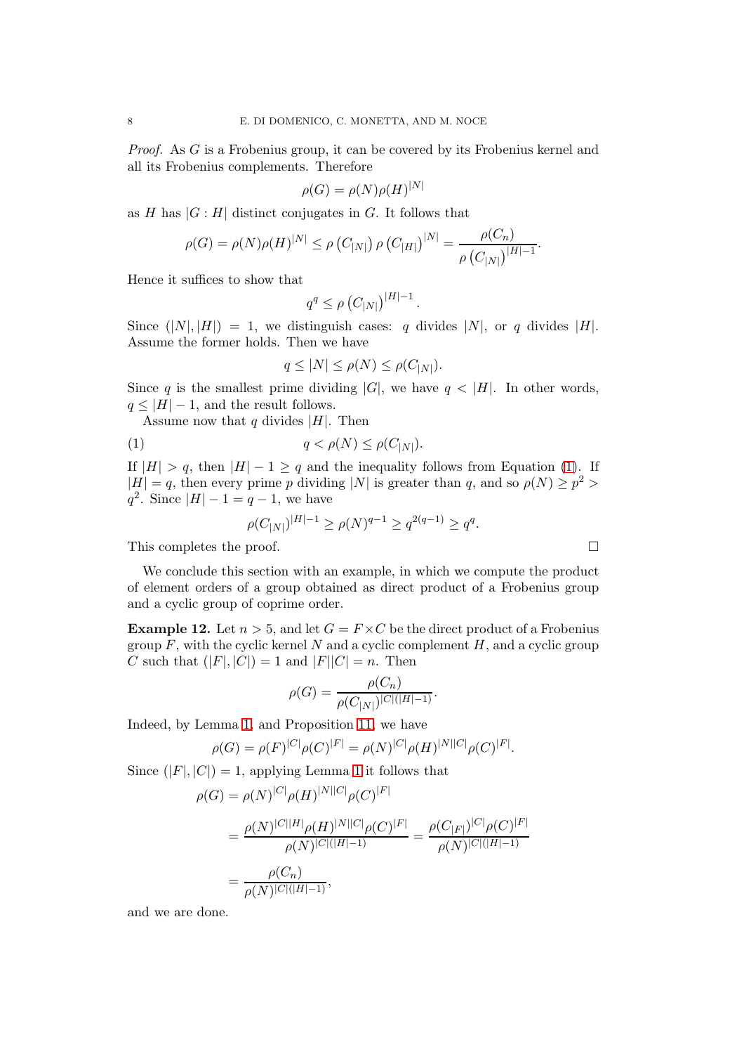*Proof.* As $G$ is a Frobenius group, it can be covered by its Frobenius kernel and all its Frobenius complements. Therefore

$$\rho(G) = \rho(N)\rho(H)^{|N|}$$

as $H$ has $|G : H|$ distinct conjugates in $G$. It follows that

$$\rho(G) = \rho(N)\rho(H)^{|N|} \leq \rho\left(C_{|N|}\right)\rho\left(C_{|H|}\right)^{|N|} = \frac{\rho(C_n)}{\rho\left(C_{|N|}\right)^{|H|-1}}.$$

Hence it suffices to show that

$$q^q \leq \rho\left(C_{|N|}\right)^{|H|-1}.$$

Since $(|N|, |H|) = 1$, we distinguish cases: $q$ divides $|N|$, or $q$ divides $|H|$. Assume the former holds. Then we have

$$q \leq |N| \leq \rho(N) \leq \rho(C_{|N|}).$$

Since $q$ is the smallest prime dividing $|G|$, we have $q < |H|$. In other words, $q \leq |H| - 1$, and the result follows.

Assume now that $q$ divides $|H|$. Then

$$q < \rho(N) \leq \rho(C_{|N|}). \tag{1}$$

If $|H| > q$, then $|H| - 1 \geq q$ and the inequality follows from Equation (1). If $|H| = q$, then every prime $p$ dividing $|N|$ is greater than $q$, and so $\rho(N) \geq p^2 > q^2$. Since $|H| - 1 = q - 1$, we have

$$\rho(C_{|N|})^{|H|-1} \geq \rho(N)^{q-1} \geq q^{2(q-1)} \geq q^q.$$

This completes the proof. $\square$

We conclude this section with an example, in which we compute the product of element orders of a group obtained as direct product of a Frobenius group and a cyclic group of coprime order.

**Example 12.** Let $n > 5$, and let $G = F \times C$ be the direct product of a Frobenius group $F$, with the cyclic kernel $N$ and a cyclic complement $H$, and a cyclic group $C$ such that $(|F|, |C|) = 1$ and $|F||C| = n$. Then

$$\rho(G) = \frac{\rho(C_n)}{\rho(C_{|N|})^{|C|(|H|-1)}}.$$

Indeed, by Lemma 1, and Proposition 11, we have

$$\rho(G) = \rho(F)^{|C|}\rho(C)^{|F|} = \rho(N)^{|C|}\rho(H)^{|N||C|}\rho(C)^{|F|}.$$

Since $(|F|, |C|) = 1$, applying Lemma 1 it follows that

$$\begin{aligned}
\rho(G) &= \rho(N)^{|C|}\rho(H)^{|N||C|}\rho(C)^{|F|} \\
&= \frac{\rho(N)^{|C||H|}\rho(H)^{|N||C|}\rho(C)^{|F|}}{\rho(N)^{|C|(|H|-1)}} = \frac{\rho(C_{|F|})^{|C|}\rho(C)^{|F|}}{\rho(N)^{|C|(|H|-1)}} \\
&= \frac{\rho(C_n)}{\rho(N)^{|C|(|H|-1)}},
\end{aligned}$$

and we are done.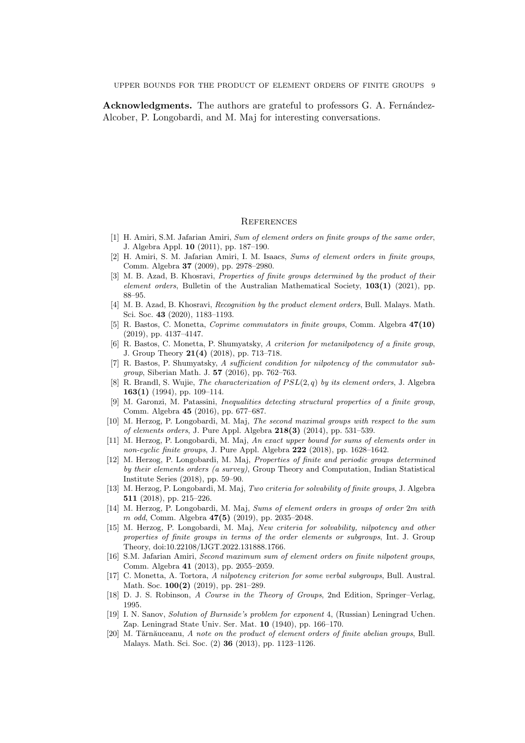**Acknowledgments.** The authors are grateful to professors G. A. Fernández-Alcober, P. Longobardi, and M. Maj for interesting conversations.

## References

[1] H. Amiri, S.M. Jafarian Amiri, *Sum of element orders on finite groups of the same order*, J. Algebra Appl. **10** (2011), pp. 187–190.

[2] H. Amiri, S. M. Jafarian Amiri, I. M. Isaacs, *Sums of element orders in finite groups*, Comm. Algebra **37** (2009), pp. 2978–2980.

[3] M. B. Azad, B. Khosravi, *Properties of finite groups determined by the product of their element orders*, Bulletin of the Australian Mathematical Society, **103(1)** (2021), pp. 88–95.

[4] M. B. Azad, B. Khosravi, *Recognition by the product element orders*, Bull. Malays. Math. Sci. Soc. **43** (2020), 1183–1193.

[5] R. Bastos, C. Monetta, *Coprime commutators in finite groups*, Comm. Algebra **47(10)** (2019), pp. 4137–4147.

[6] R. Bastos, C. Monetta, P. Shumyatsky, *A criterion for metanilpotency of a finite group*, J. Group Theory **21(4)** (2018), pp. 713–718.

[7] R. Bastos, P. Shumyatsky, *A sufficient condition for nilpotency of the commutator subgroup*, Siberian Math. J. **57** (2016), pp. 762–763.

[8] R. Brandl, S. Wujie, *The characterization of $PSL(2, q)$ by its element orders*, J. Algebra **163(1)** (1994), pp. 109–114.

[9] M. Garonzi, M. Patassini, *Inequalities detecting structural properties of a finite group*, Comm. Algebra **45** (2016), pp. 677–687.

[10] M. Herzog, P. Longobardi, M. Maj, *The second maximal groups with respect to the sum of elements orders*, J. Pure Appl. Algebra **218(3)** (2014), pp. 531–539.

[11] M. Herzog, P. Longobardi, M. Maj, *An exact upper bound for sums of elements order in non-cyclic finite groups*, J. Pure Appl. Algebra **222** (2018), pp. 1628–1642.

[12] M. Herzog, P. Longobardi, M. Maj, *Properties of finite and periodic groups determined by their elements orders (a survey)*, Group Theory and Computation, Indian Statistical Institute Series (2018), pp. 59–90.

[13] M. Herzog, P. Longobardi, M. Maj, *Two criteria for solvability of finite groups*, J. Algebra **511** (2018), pp. 215–226.

[14] M. Herzog, P. Longobardi, M. Maj, *Sums of element orders in groups of order $2m$ with $m$ odd*, Comm. Algebra **47(5)** (2019), pp. 2035–2048.

[15] M. Herzog, P. Longobardi, M. Maj, *New criteria for solvability, nilpotency and other properties of finite groups in terms of the order elements or subgroups*, Int. J. Group Theory, doi:10.22108/IJGT.2022.131888.1766.

[16] S.M. Jafarian Amiri, *Second maximum sum of element orders on finite nilpotent groups*, Comm. Algebra **41** (2013), pp. 2055–2059.

[17] C. Monetta, A. Tortora, *A nilpotency criterion for some verbal subgroups*, Bull. Austral. Math. Soc. **100(2)** (2019), pp. 281–289.

[18] D. J. S. Robinson, *A Course in the Theory of Groups*, 2nd Edition, Springer–Verlag, 1995.

[19] I. N. Sanov, *Solution of Burnside's problem for exponent* 4, (Russian) Leningrad Uchen. Zap. Leningrad State Univ. Ser. Mat. **10** (1940), pp. 166–170.

[20] M. Tărnăuceanu, *A note on the product of element orders of finite abelian groups*, Bull. Malays. Math. Sci. Soc. (2) **36** (2013), pp. 1123–1126.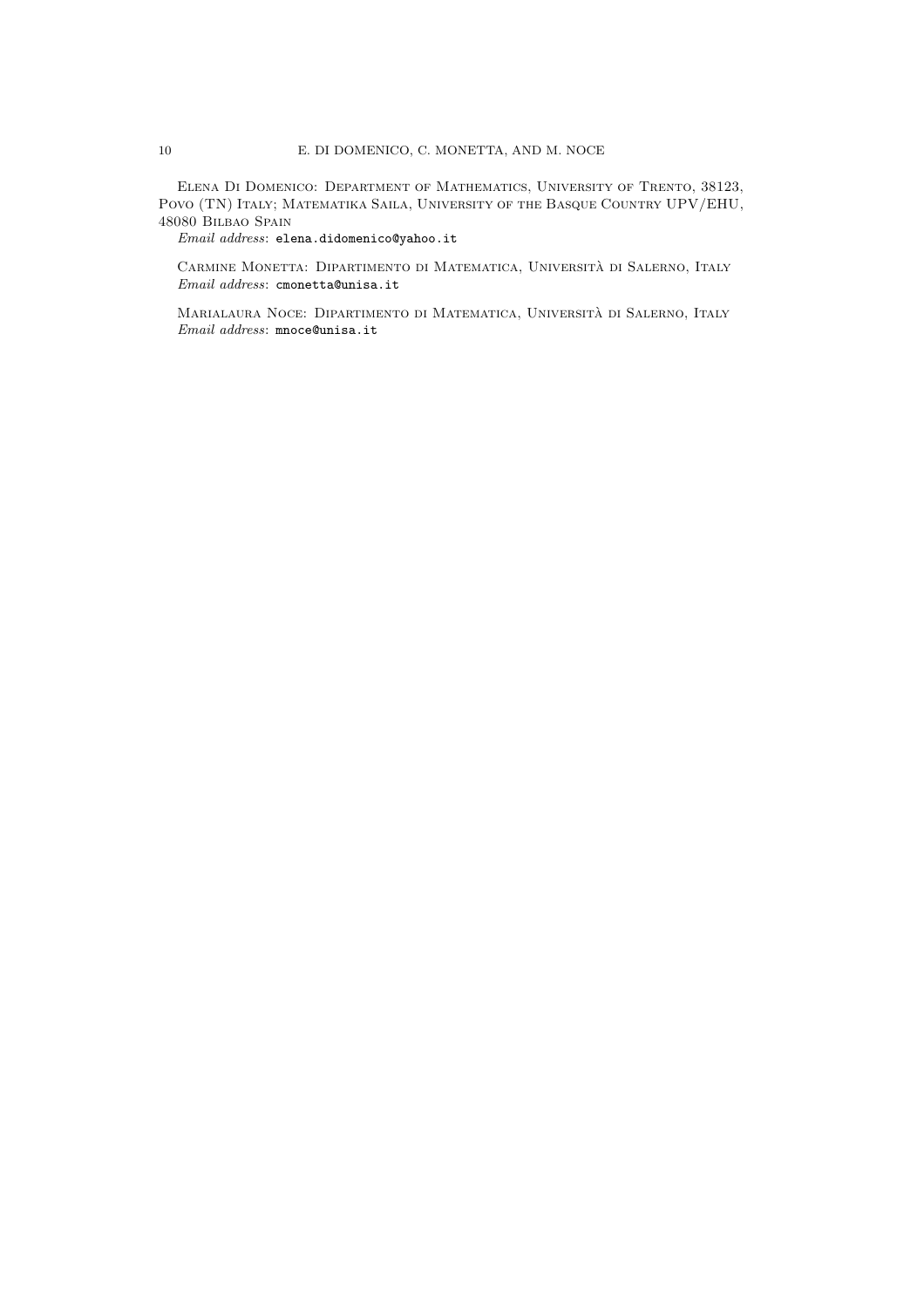Elena Di Domenico: Department of Mathematics, University of Trento, 38123, Povo (TN) Italy; Matematika Saila, University of the Basque Country UPV/EHU, 48080 Bilbao Spain
*Email address*: elena.didomenico@yahoo.it

Carmine Monetta: Dipartimento di Matematica, Università di Salerno, Italy
*Email address*: cmonetta@unisa.it

Marialaura Noce: Dipartimento di Matematica, Università di Salerno, Italy
*Email address*: mnoce@unisa.it